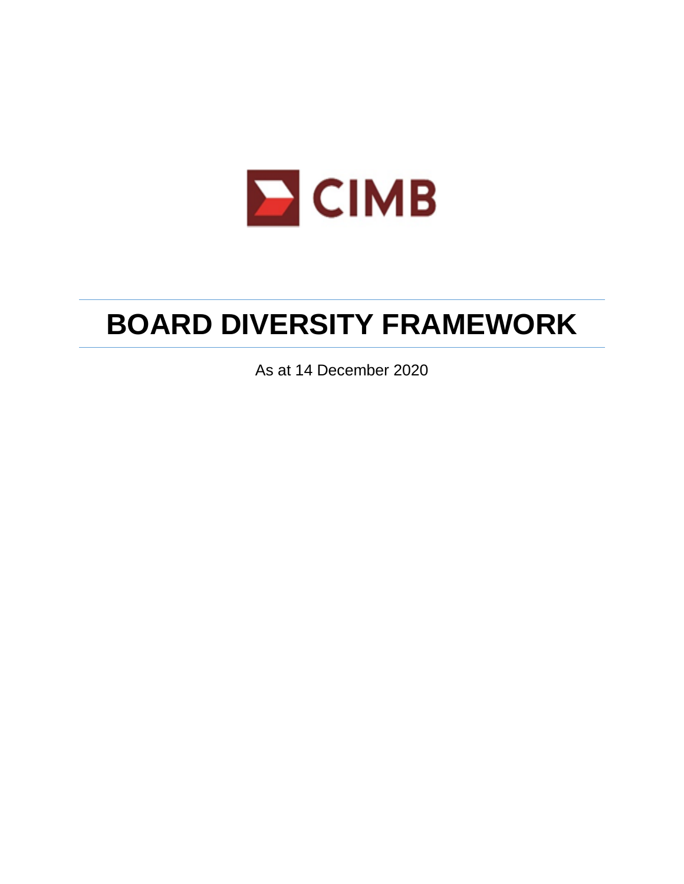CIMB

# BOARD DIVERSITY FRAMEWORK

As at 14 December 2020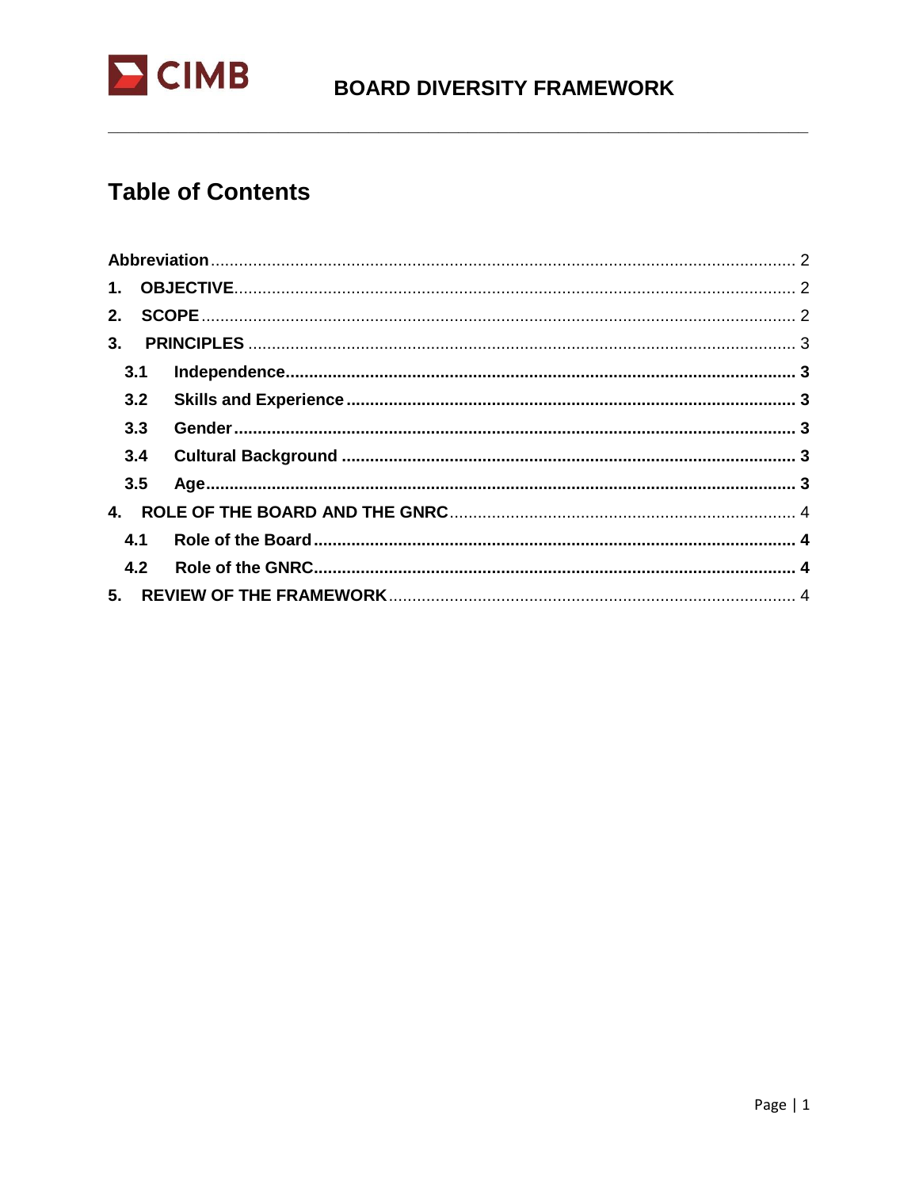# Table of Contents

- Abbreviation ..... 2
- 1. OBJECTIVE ..... 2
- 2. SCOPE ..... 2
- 3. PRINCIPLES ..... 3
  - 3.1 Independence ..... 3
  - 3.2 Skills and Experience ..... 3
  - 3.3 Gender ..... 3
  - 3.4 Cultural Background ..... 3
  - 3.5 Age ..... 3
- 4. ROLE OF THE BOARD AND THE GNRC ..... 4
  - 4.1 Role of the Board ..... 4
  - 4.2 Role of the GNRC ..... 4
- 5. REVIEW OF THE FRAMEWORK ..... 4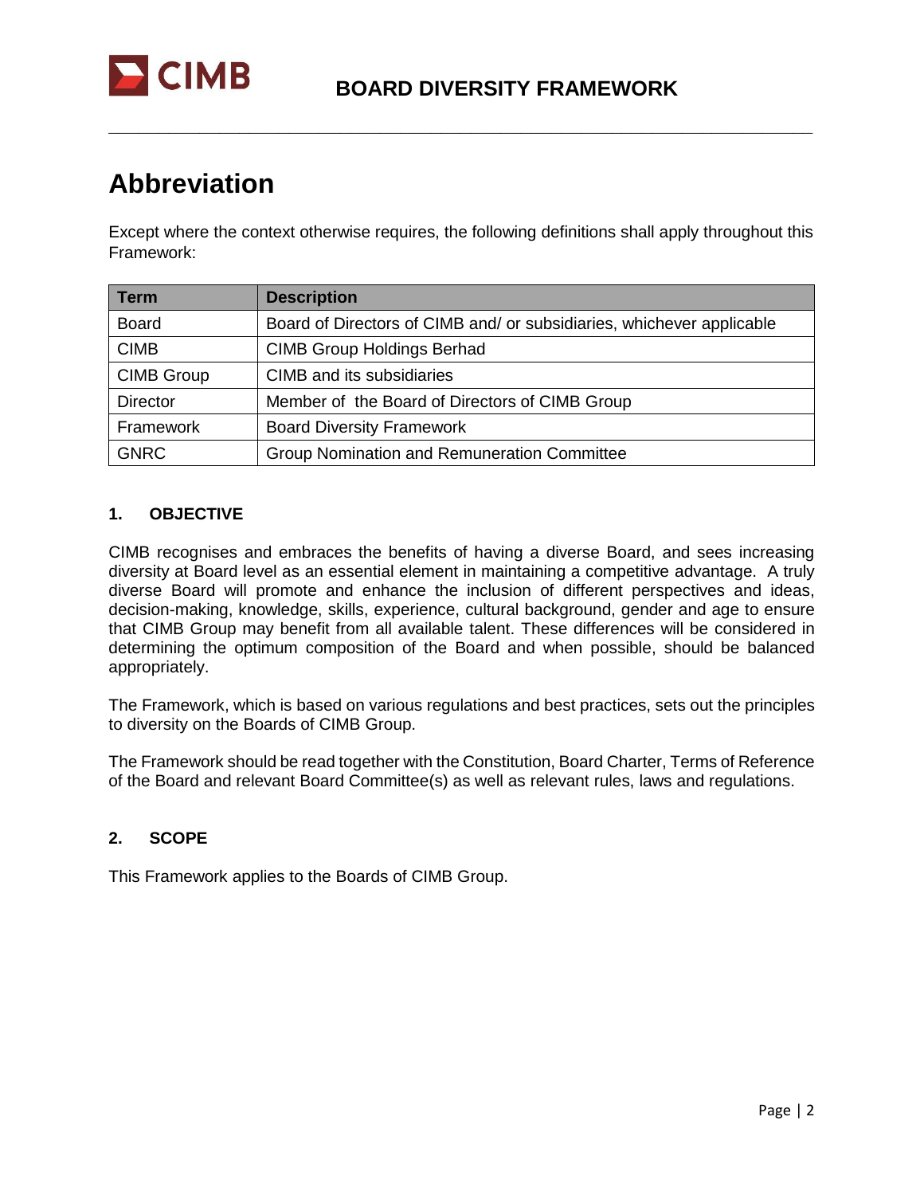# Abbreviation

Except where the context otherwise requires, the following definitions shall apply throughout this Framework:

| Term | Description |
|---|---|
| Board | Board of Directors of CIMB and/ or subsidiaries, whichever applicable |
| CIMB | CIMB Group Holdings Berhad |
| CIMB Group | CIMB and its subsidiaries |
| Director | Member of the Board of Directors of CIMB Group |
| Framework | Board Diversity Framework |
| GNRC | Group Nomination and Remuneration Committee |

### 1. OBJECTIVE

CIMB recognises and embraces the benefits of having a diverse Board, and sees increasing diversity at Board level as an essential element in maintaining a competitive advantage. A truly diverse Board will promote and enhance the inclusion of different perspectives and ideas, decision-making, knowledge, skills, experience, cultural background, gender and age to ensure that CIMB Group may benefit from all available talent. These differences will be considered in determining the optimum composition of the Board and when possible, should be balanced appropriately.

The Framework, which is based on various regulations and best practices, sets out the principles to diversity on the Boards of CIMB Group.

The Framework should be read together with the Constitution, Board Charter, Terms of Reference of the Board and relevant Board Committee(s) as well as relevant rules, laws and regulations.

### 2. SCOPE

This Framework applies to the Boards of CIMB Group.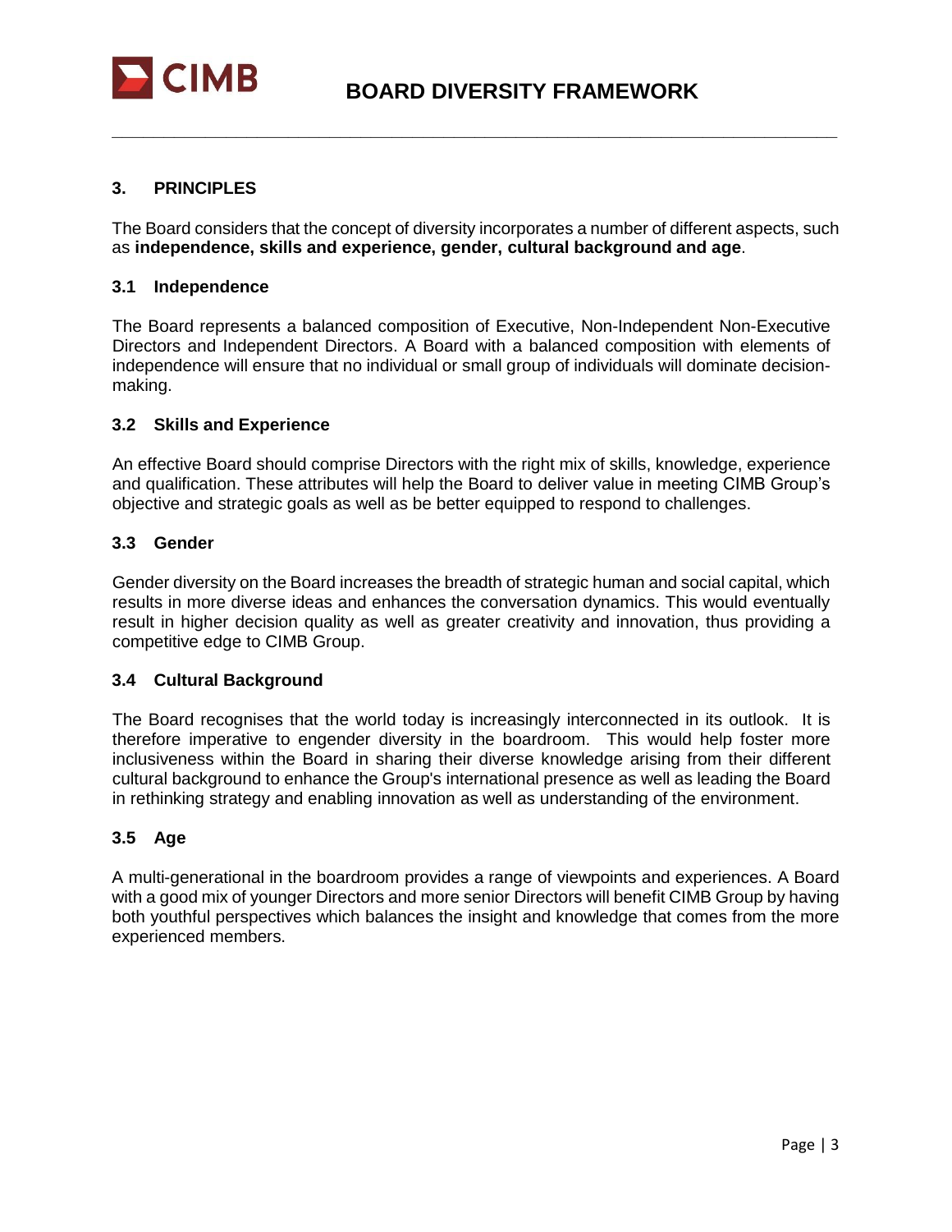## 3. PRINCIPLES

The Board considers that the concept of diversity incorporates a number of different aspects, such as **independence, skills and experience, gender, cultural background and age**.

### 3.1 Independence

The Board represents a balanced composition of Executive, Non-Independent Non-Executive Directors and Independent Directors. A Board with a balanced composition with elements of independence will ensure that no individual or small group of individuals will dominate decision-making.

### 3.2 Skills and Experience

An effective Board should comprise Directors with the right mix of skills, knowledge, experience and qualification. These attributes will help the Board to deliver value in meeting CIMB Group's objective and strategic goals as well as be better equipped to respond to challenges.

### 3.3 Gender

Gender diversity on the Board increases the breadth of strategic human and social capital, which results in more diverse ideas and enhances the conversation dynamics. This would eventually result in higher decision quality as well as greater creativity and innovation, thus providing a competitive edge to CIMB Group.

### 3.4 Cultural Background

The Board recognises that the world today is increasingly interconnected in its outlook. It is therefore imperative to engender diversity in the boardroom. This would help foster more inclusiveness within the Board in sharing their diverse knowledge arising from their different cultural background to enhance the Group's international presence as well as leading the Board in rethinking strategy and enabling innovation as well as understanding of the environment.

### 3.5 Age

A multi-generational in the boardroom provides a range of viewpoints and experiences. A Board with a good mix of younger Directors and more senior Directors will benefit CIMB Group by having both youthful perspectives which balances the insight and knowledge that comes from the more experienced members.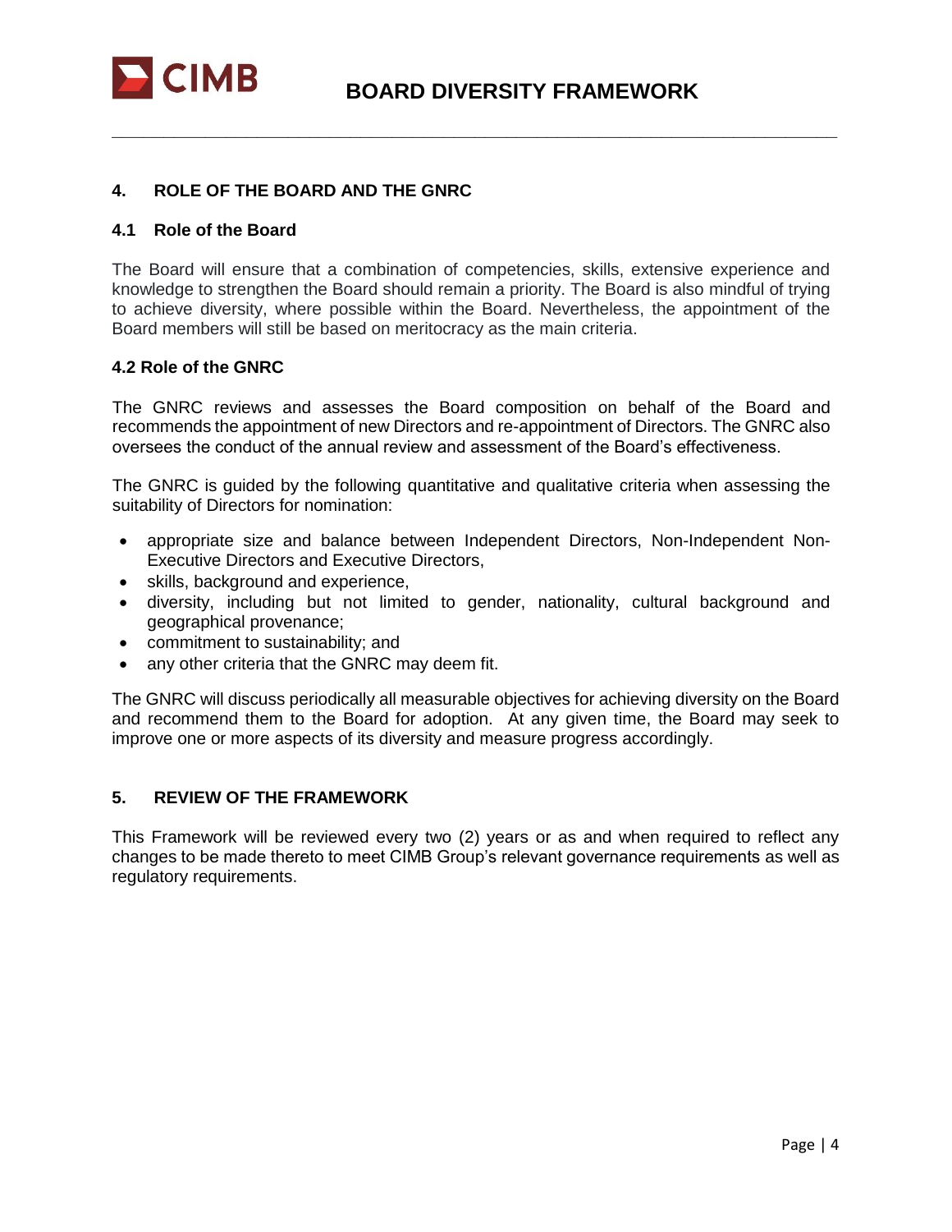## 4. ROLE OF THE BOARD AND THE GNRC

### 4.1 Role of the Board

The Board will ensure that a combination of competencies, skills, extensive experience and knowledge to strengthen the Board should remain a priority. The Board is also mindful of trying to achieve diversity, where possible within the Board. Nevertheless, the appointment of the Board members will still be based on meritocracy as the main criteria.

### 4.2 Role of the GNRC

The GNRC reviews and assesses the Board composition on behalf of the Board and recommends the appointment of new Directors and re-appointment of Directors. The GNRC also oversees the conduct of the annual review and assessment of the Board's effectiveness.

The GNRC is guided by the following quantitative and qualitative criteria when assessing the suitability of Directors for nomination:

- appropriate size and balance between Independent Directors, Non-Independent Non-Executive Directors and Executive Directors,
- skills, background and experience,
- diversity, including but not limited to gender, nationality, cultural background and geographical provenance;
- commitment to sustainability; and
- any other criteria that the GNRC may deem fit.

The GNRC will discuss periodically all measurable objectives for achieving diversity on the Board and recommend them to the Board for adoption. At any given time, the Board may seek to improve one or more aspects of its diversity and measure progress accordingly.

## 5. REVIEW OF THE FRAMEWORK

This Framework will be reviewed every two (2) years or as and when required to reflect any changes to be made thereto to meet CIMB Group's relevant governance requirements as well as regulatory requirements.